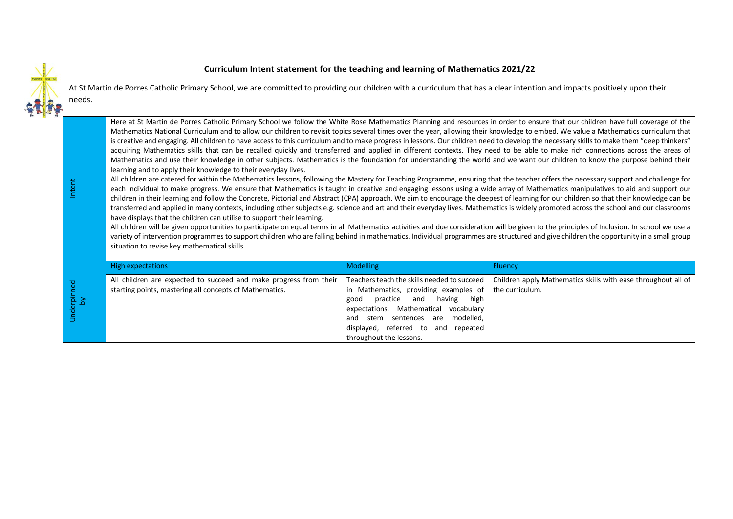# Curriculum Intent statement for the teaching and learning of Mathematics 2021/22

At St Martin de Porres Catholic Primary School, we are committed to providing our children with a curriculum that has a clear intention and impacts positively upon their needs.

| Intent | | | |
|---|---|---|---|
| Intent | Here at St Martin de Porres Catholic Primary School we follow the White Rose Mathematics Planning and resources in order to ensure that our children have full coverage of the Mathematics National Curriculum and to allow our children to revisit topics several times over the year, allowing their knowledge to embed. We value a Mathematics curriculum that is creative and engaging. All children to have access to this curriculum and to make progress in lessons. Our children need to develop the necessary skills to make them "deep thinkers" acquiring Mathematics skills that can be recalled quickly and transferred and applied in different contexts. They need to be able to make rich connections across the areas of Mathematics and use their knowledge in other subjects. Mathematics is the foundation for understanding the world and we want our children to know the purpose behind their learning and to apply their knowledge to their everyday lives.<br>All children are catered for within the Mathematics lessons, following the Mastery for Teaching Programme, ensuring that the teacher offers the necessary support and challenge for each individual to make progress. We ensure that Mathematics is taught in creative and engaging lessons using a wide array of Mathematics manipulatives to aid and support our children in their learning and follow the Concrete, Pictorial and Abstract (CPA) approach. We aim to encourage the deepest of learning for our children so that their knowledge can be transferred and applied in many contexts, including other subjects e.g. science and art and their everyday lives. Mathematics is widely promoted across the school and our classrooms have displays that the children can utilise to support their learning.<br>All children will be given opportunities to participate on equal terms in all Mathematics activities and due consideration will be given to the principles of Inclusion. In school we use a variety of intervention programmes to support children who are falling behind in mathematics. Individual programmes are structured and give children the opportunity in a small group situation to revise key mathematical skills. | | |
| Underpinned by | **High expectations** | **Modelling** | **Fluency** |
| | All children are expected to succeed and make progress from their starting points, mastering all concepts of Mathematics. | Teachers teach the skills needed to succeed in Mathematics, providing examples of good practice and having high expectations. Mathematical vocabulary and stem sentences are modelled, displayed, referred to and repeated throughout the lessons. | Children apply Mathematics skills with ease throughout all of the curriculum. |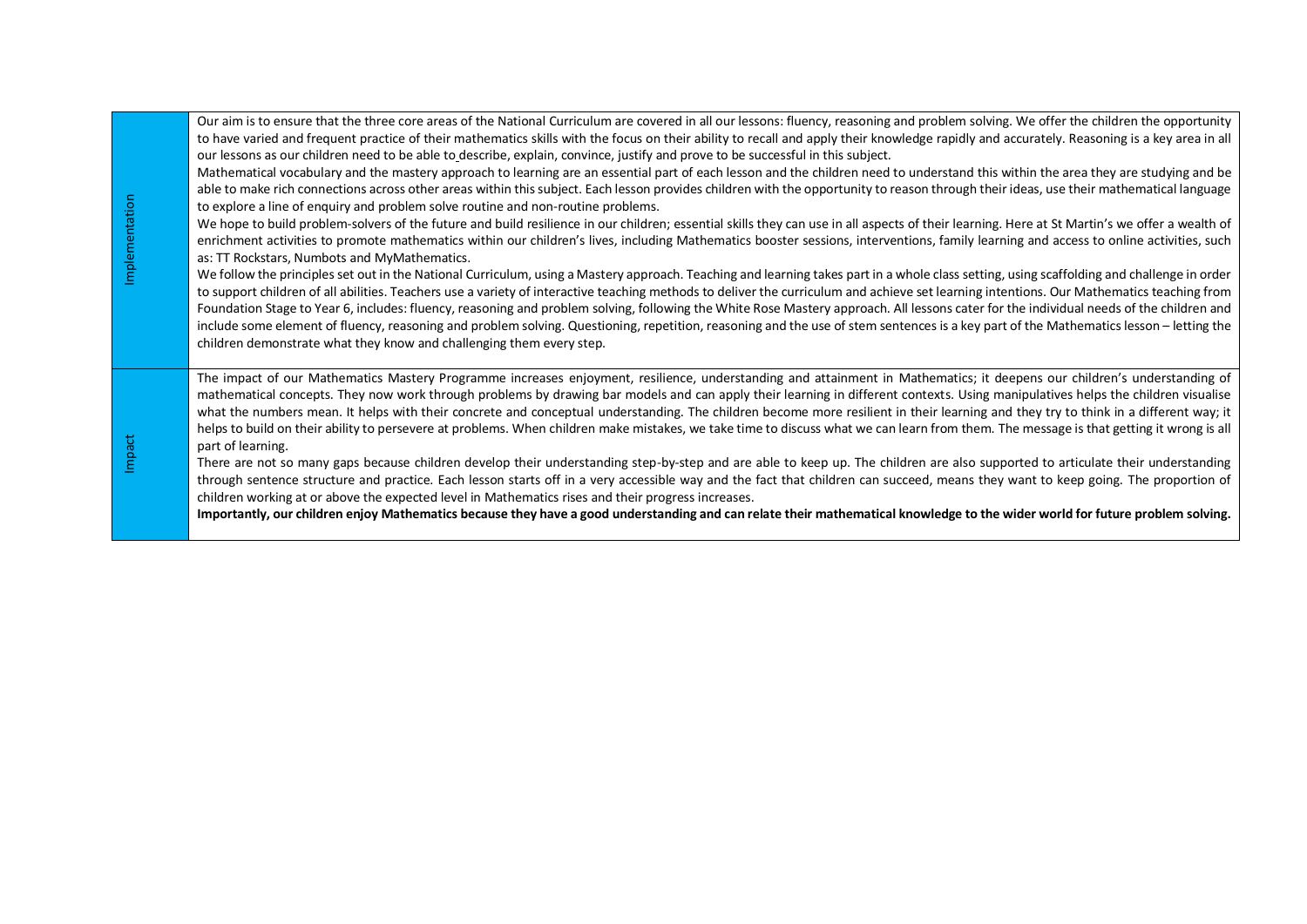| | |
|---|---|
| Implementation | Our aim is to ensure that the three core areas of the National Curriculum are covered in all our lessons: fluency, reasoning and problem solving. We offer the children the opportunity to have varied and frequent practice of their mathematics skills with the focus on their ability to recall and apply their knowledge rapidly and accurately. Reasoning is a key area in all our lessons as our children need to be able to describe, explain, convince, justify and prove to be successful in this subject.<br>Mathematical vocabulary and the mastery approach to learning are an essential part of each lesson and the children need to understand this within the area they are studying and be able to make rich connections across other areas within this subject. Each lesson provides children with the opportunity to reason through their ideas, use their mathematical language to explore a line of enquiry and problem solve routine and non-routine problems.<br>We hope to build problem-solvers of the future and build resilience in our children; essential skills they can use in all aspects of their learning. Here at St Martin's we offer a wealth of enrichment activities to promote mathematics within our children's lives, including Mathematics booster sessions, interventions, family learning and access to online activities, such as: TT Rockstars, Numbots and MyMathematics.<br>We follow the principles set out in the National Curriculum, using a Mastery approach. Teaching and learning takes part in a whole class setting, using scaffolding and challenge in order to support children of all abilities. Teachers use a variety of interactive teaching methods to deliver the curriculum and achieve set learning intentions. Our Mathematics teaching from Foundation Stage to Year 6, includes: fluency, reasoning and problem solving, following the White Rose Mastery approach. All lessons cater for the individual needs of the children and include some element of fluency, reasoning and problem solving. Questioning, repetition, reasoning and the use of stem sentences is a key part of the Mathematics lesson – letting the children demonstrate what they know and challenging them every step. |
| Impact | The impact of our Mathematics Mastery Programme increases enjoyment, resilience, understanding and attainment in Mathematics; it deepens our children's understanding of mathematical concepts. They now work through problems by drawing bar models and can apply their learning in different contexts. Using manipulatives helps the children visualise what the numbers mean. It helps with their concrete and conceptual understanding. The children become more resilient in their learning and they try to think in a different way; it helps to build on their ability to persevere at problems. When children make mistakes, we take time to discuss what we can learn from them. The message is that getting it wrong is all part of learning.<br>There are not so many gaps because children develop their understanding step-by-step and are able to keep up. The children are also supported to articulate their understanding through sentence structure and practice. Each lesson starts off in a very accessible way and the fact that children can succeed, means they want to keep going. The proportion of children working at or above the expected level in Mathematics rises and their progress increases.<br>**Importantly, our children enjoy Mathematics because they have a good understanding and can relate their mathematical knowledge to the wider world for future problem solving.** |